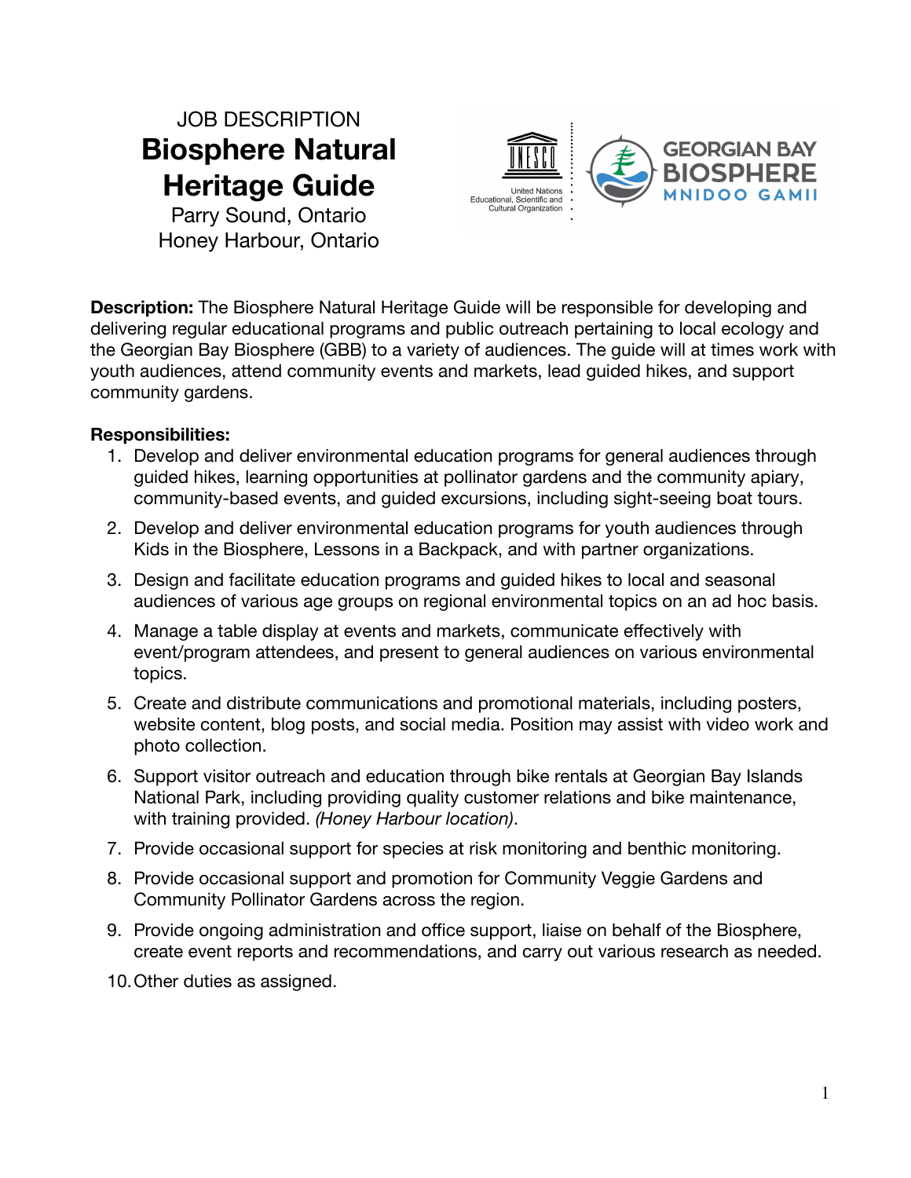JOB DESCRIPTION

# Biosphere Natural Heritage Guide

Parry Sound, Ontario
Honey Harbour, Ontario

**Description:** The Biosphere Natural Heritage Guide will be responsible for developing and delivering regular educational programs and public outreach pertaining to local ecology and the Georgian Bay Biosphere (GBB) to a variety of audiences. The guide will at times work with youth audiences, attend community events and markets, lead guided hikes, and support community gardens.

**Responsibilities:**

1. Develop and deliver environmental education programs for general audiences through guided hikes, learning opportunities at pollinator gardens and the community apiary, community-based events, and guided excursions, including sight-seeing boat tours.
2. Develop and deliver environmental education programs for youth audiences through Kids in the Biosphere, Lessons in a Backpack, and with partner organizations.
3. Design and facilitate education programs and guided hikes to local and seasonal audiences of various age groups on regional environmental topics on an ad hoc basis.
4. Manage a table display at events and markets, communicate effectively with event/program attendees, and present to general audiences on various environmental topics.
5. Create and distribute communications and promotional materials, including posters, website content, blog posts, and social media. Position may assist with video work and photo collection.
6. Support visitor outreach and education through bike rentals at Georgian Bay Islands National Park, including providing quality customer relations and bike maintenance, with training provided. *(Honey Harbour location)*.
7. Provide occasional support for species at risk monitoring and benthic monitoring.
8. Provide occasional support and promotion for Community Veggie Gardens and Community Pollinator Gardens across the region.
9. Provide ongoing administration and office support, liaise on behalf of the Biosphere, create event reports and recommendations, and carry out various research as needed.
10. Other duties as assigned.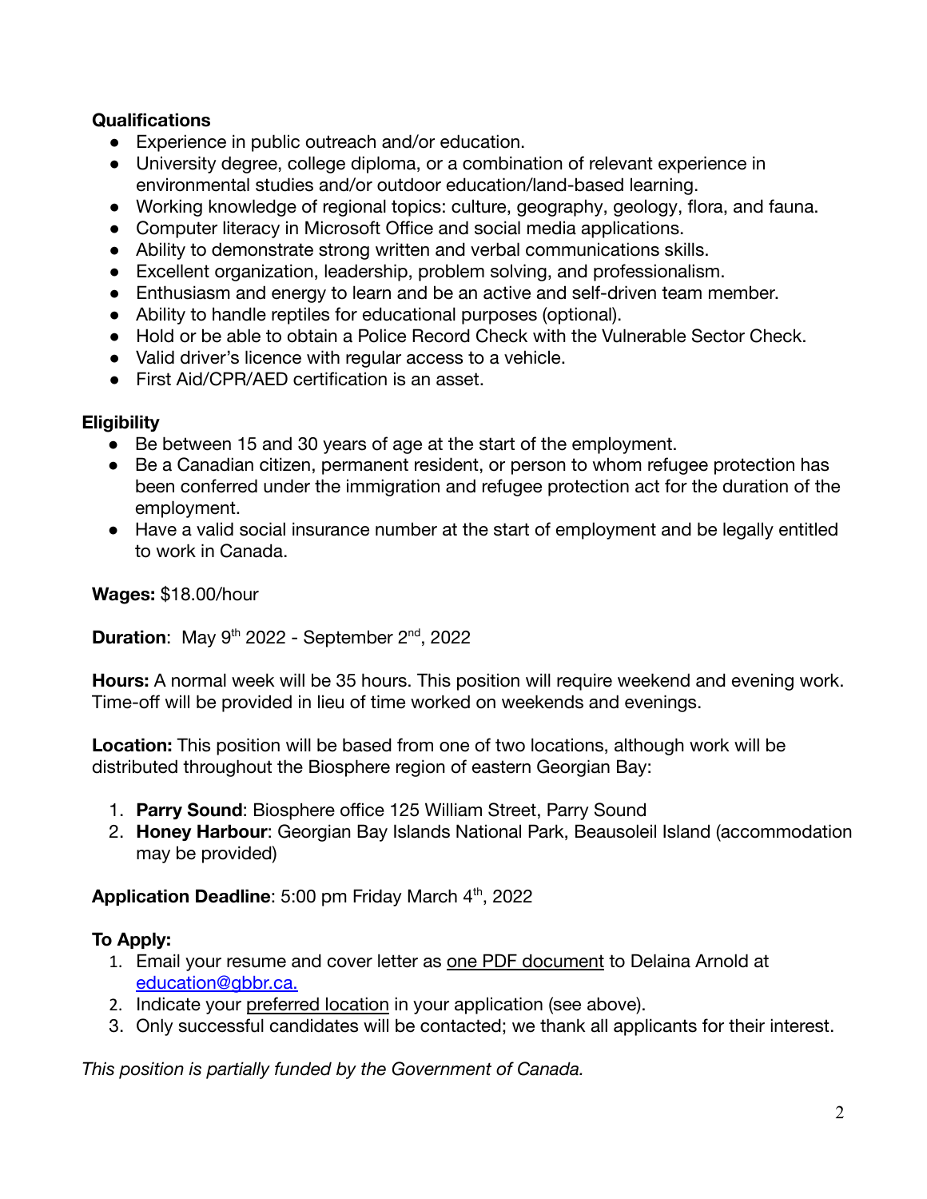**Qualifications**

- Experience in public outreach and/or education.
- University degree, college diploma, or a combination of relevant experience in environmental studies and/or outdoor education/land-based learning.
- Working knowledge of regional topics: culture, geography, geology, flora, and fauna.
- Computer literacy in Microsoft Office and social media applications.
- Ability to demonstrate strong written and verbal communications skills.
- Excellent organization, leadership, problem solving, and professionalism.
- Enthusiasm and energy to learn and be an active and self-driven team member.
- Ability to handle reptiles for educational purposes (optional).
- Hold or be able to obtain a Police Record Check with the Vulnerable Sector Check.
- Valid driver's licence with regular access to a vehicle.
- First Aid/CPR/AED certification is an asset.

**Eligibility**

- Be between 15 and 30 years of age at the start of the employment.
- Be a Canadian citizen, permanent resident, or person to whom refugee protection has been conferred under the immigration and refugee protection act for the duration of the employment.
- Have a valid social insurance number at the start of employment and be legally entitled to work in Canada.

**Wages:** $18.00/hour

**Duration**: May 9th 2022 - September 2nd, 2022

**Hours:** A normal week will be 35 hours. This position will require weekend and evening work. Time-off will be provided in lieu of time worked on weekends and evenings.

**Location:** This position will be based from one of two locations, although work will be distributed throughout the Biosphere region of eastern Georgian Bay:

1. **Parry Sound**: Biosphere office 125 William Street, Parry Sound
2. **Honey Harbour**: Georgian Bay Islands National Park, Beausoleil Island (accommodation may be provided)

**Application Deadline**: 5:00 pm Friday March 4th, 2022

**To Apply:**

1. Email your resume and cover letter as one PDF document to Delaina Arnold at education@gbbr.ca.
2. Indicate your preferred location in your application (see above).
3. Only successful candidates will be contacted; we thank all applicants for their interest.

*This position is partially funded by the Government of Canada.*